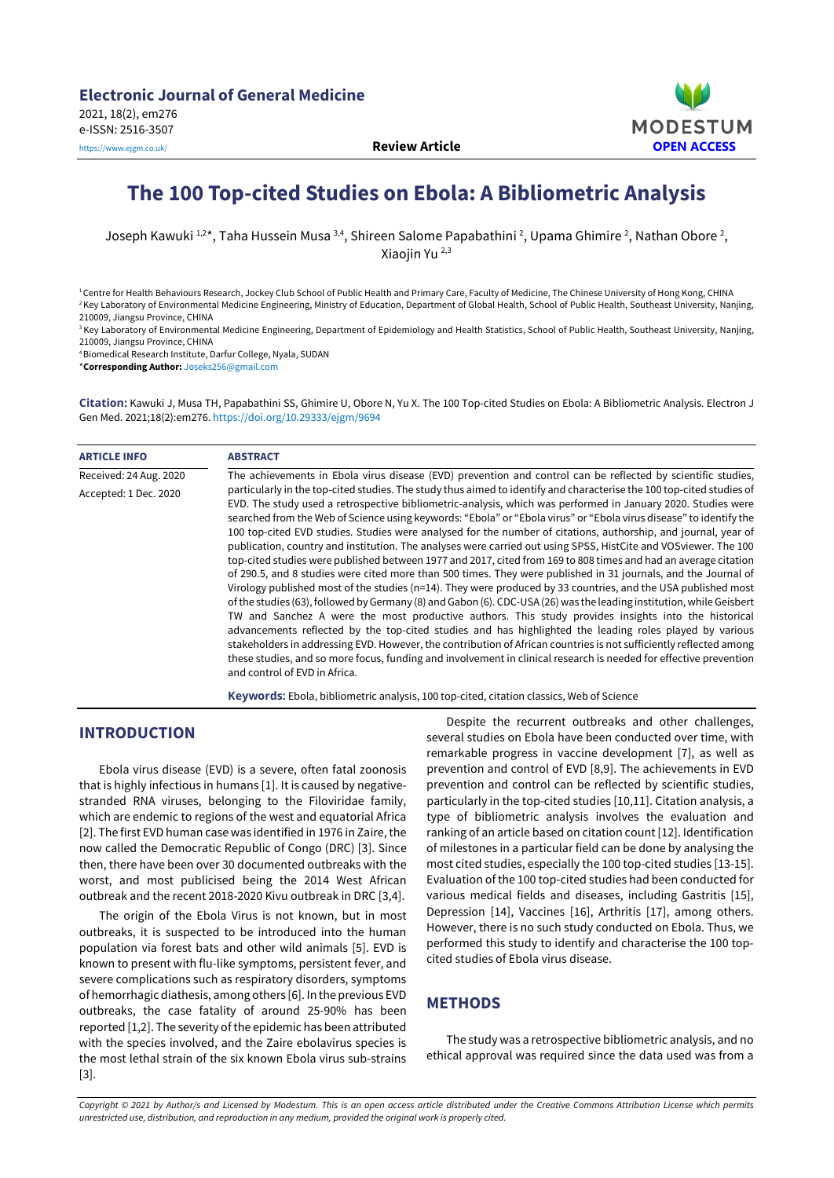Electronic Journal of General Medicine
2021, 18(2), em276
e-ISSN: 2516-3507
https://www.ejgm.co.uk/

**Review Article**

MODESTUM **OPEN ACCESS**

# The 100 Top-cited Studies on Ebola: A Bibliometric Analysis

Joseph Kawuki [1,2]*, Taha Hussein Musa [3,4], Shireen Salome Papabathini [2], Upama Ghimire [2], Nathan Obore [2], Xiaojin Yu [2,3]

[1] Centre for Health Behaviours Research, Jockey Club School of Public Health and Primary Care, Faculty of Medicine, The Chinese University of Hong Kong, CHINA
[2] Key Laboratory of Environmental Medicine Engineering, Ministry of Education, Department of Global Health, School of Public Health, Southeast University, Nanjing, 210009, Jiangsu Province, CHINA
[3] Key Laboratory of Environmental Medicine Engineering, Department of Epidemiology and Health Statistics, School of Public Health, Southeast University, Nanjing, 210009, Jiangsu Province, CHINA
[4] Biomedical Research Institute, Darfur College, Nyala, SUDAN
***Corresponding Author:** Joseks256@gmail.com

**Citation:** Kawuki J, Musa TH, Papabathini SS, Ghimire U, Obore N, Yu X. The 100 Top-cited Studies on Ebola: A Bibliometric Analysis. Electron J Gen Med. 2021;18(2):em276. https://doi.org/10.29333/ejgm/9694

**ARTICLE INFO**

Received: 24 Aug. 2020
Accepted: 1 Dec. 2020

**ABSTRACT**

The achievements in Ebola virus disease (EVD) prevention and control can be reflected by scientific studies, particularly in the top-cited studies. The study thus aimed to identify and characterise the 100 top-cited studies of EVD. The study used a retrospective bibliometric-analysis, which was performed in January 2020. Studies were searched from the Web of Science using keywords: "Ebola" or "Ebola virus" or "Ebola virus disease" to identify the 100 top-cited EVD studies. Studies were analysed for the number of citations, authorship, and journal, year of publication, country and institution. The analyses were carried out using SPSS, HistCite and VOSviewer. The 100 top-cited studies were published between 1977 and 2017, cited from 169 to 808 times and had an average citation of 290.5, and 8 studies were cited more than 500 times. They were published in 31 journals, and the Journal of Virology published most of the studies (n=14). They were produced by 33 countries, and the USA published most of the studies (63), followed by Germany (8) and Gabon (6). CDC-USA (26) was the leading institution, while Geisbert TW and Sanchez A were the most productive authors. This study provides insights into the historical advancements reflected by the top-cited studies and has highlighted the leading roles played by various stakeholders in addressing EVD. However, the contribution of African countries is not sufficiently reflected among these studies, and so more focus, funding and involvement in clinical research is needed for effective prevention and control of EVD in Africa.

**Keywords:** Ebola, bibliometric analysis, 100 top-cited, citation classics, Web of Science

## INTRODUCTION

Ebola virus disease (EVD) is a severe, often fatal zoonosis that is highly infectious in humans [1]. It is caused by negative-stranded RNA viruses, belonging to the Filoviridae family, which are endemic to regions of the west and equatorial Africa [2]. The first EVD human case was identified in 1976 in Zaire, the now called the Democratic Republic of Congo (DRC) [3]. Since then, there have been over 30 documented outbreaks with the worst, and most publicised being the 2014 West African outbreak and the recent 2018-2020 Kivu outbreak in DRC [3,4].

The origin of the Ebola Virus is not known, but in most outbreaks, it is suspected to be introduced into the human population via forest bats and other wild animals [5]. EVD is known to present with flu-like symptoms, persistent fever, and severe complications such as respiratory disorders, symptoms of hemorrhagic diathesis, among others [6]. In the previous EVD outbreaks, the case fatality of around 25-90% has been reported [1,2]. The severity of the epidemic has been attributed with the species involved, and the Zaire ebolavirus species is the most lethal strain of the six known Ebola virus sub-strains [3].

Despite the recurrent outbreaks and other challenges, several studies on Ebola have been conducted over time, with remarkable progress in vaccine development [7], as well as prevention and control of EVD [8,9]. The achievements in EVD prevention and control can be reflected by scientific studies, particularly in the top-cited studies [10,11]. Citation analysis, a type of bibliometric analysis involves the evaluation and ranking of an article based on citation count [12]. Identification of milestones in a particular field can be done by analysing the most cited studies, especially the 100 top-cited studies [13-15]. Evaluation of the 100 top-cited studies had been conducted for various medical fields and diseases, including Gastritis [15], Depression [14], Vaccines [16], Arthritis [17], among others. However, there is no such study conducted on Ebola. Thus, we performed this study to identify and characterise the 100 top-cited studies of Ebola virus disease.

## METHODS

The study was a retrospective bibliometric analysis, and no ethical approval was required since the data used was from a

*Copyright © 2021 by Author/s and Licensed by Modestum. This is an open access article distributed under the Creative Commons Attribution License which permits unrestricted use, distribution, and reproduction in any medium, provided the original work is properly cited.*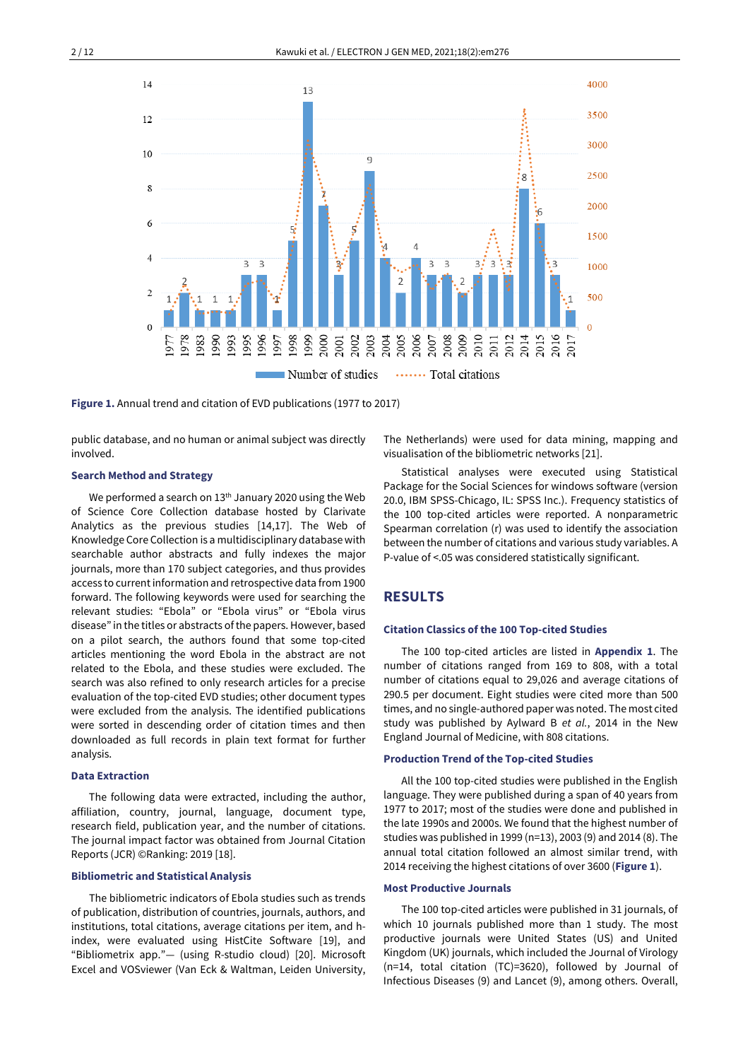Figure 1. Annual trend and citation of EVD publications (1977 to 2017)

public database, and no human or animal subject was directly involved.

### Search Method and Strategy

We performed a search on 13th January 2020 using the Web of Science Core Collection database hosted by Clarivate Analytics as the previous studies [14,17]. The Web of Knowledge Core Collection is a multidisciplinary database with searchable author abstracts and fully indexes the major journals, more than 170 subject categories, and thus provides access to current information and retrospective data from 1900 forward. The following keywords were used for searching the relevant studies: "Ebola" or "Ebola virus" or "Ebola virus disease" in the titles or abstracts of the papers. However, based on a pilot search, the authors found that some top-cited articles mentioning the word Ebola in the abstract are not related to the Ebola, and these studies were excluded. The search was also refined to only research articles for a precise evaluation of the top-cited EVD studies; other document types were excluded from the analysis. The identified publications were sorted in descending order of citation times and then downloaded as full records in plain text format for further analysis.

### Data Extraction

The following data were extracted, including the author, affiliation, country, journal, language, document type, research field, publication year, and the number of citations. The journal impact factor was obtained from Journal Citation Reports (JCR) ©Ranking: 2019 [18].

### Bibliometric and Statistical Analysis

The bibliometric indicators of Ebola studies such as trends of publication, distribution of countries, journals, authors, and institutions, total citations, average citations per item, and h-index, were evaluated using HistCite Software [19], and "Bibliometrix app."— (using R-studio cloud) [20]. Microsoft Excel and VOSviewer (Van Eck & Waltman, Leiden University, The Netherlands) were used for data mining, mapping and visualisation of the bibliometric networks [21].

Statistical analyses were executed using Statistical Package for the Social Sciences for windows software (version 20.0, IBM SPSS-Chicago, IL: SPSS Inc.). Frequency statistics of the 100 top-cited articles were reported. A nonparametric Spearman correlation (r) was used to identify the association between the number of citations and various study variables. A P-value of <.05 was considered statistically significant.

## RESULTS

### Citation Classics of the 100 Top-cited Studies

The 100 top-cited articles are listed in **Appendix 1**. The number of citations ranged from 169 to 808, with a total number of citations equal to 29,026 and average citations of 290.5 per document. Eight studies were cited more than 500 times, and no single-authored paper was noted. The most cited study was published by Aylward B *et al.*, 2014 in the New England Journal of Medicine, with 808 citations.

### Production Trend of the Top-cited Studies

All the 100 top-cited studies were published in the English language. They were published during a span of 40 years from 1977 to 2017; most of the studies were done and published in the late 1990s and 2000s. We found that the highest number of studies was published in 1999 (n=13), 2003 (9) and 2014 (8). The annual total citation followed an almost similar trend, with 2014 receiving the highest citations of over 3600 (**Figure 1**).

### Most Productive Journals

The 100 top-cited articles were published in 31 journals, of which 10 journals published more than 1 study. The most productive journals were United States (US) and United Kingdom (UK) journals, which included the Journal of Virology (n=14, total citation (TC)=3620), followed by Journal of Infectious Diseases (9) and Lancet (9), among others. Overall,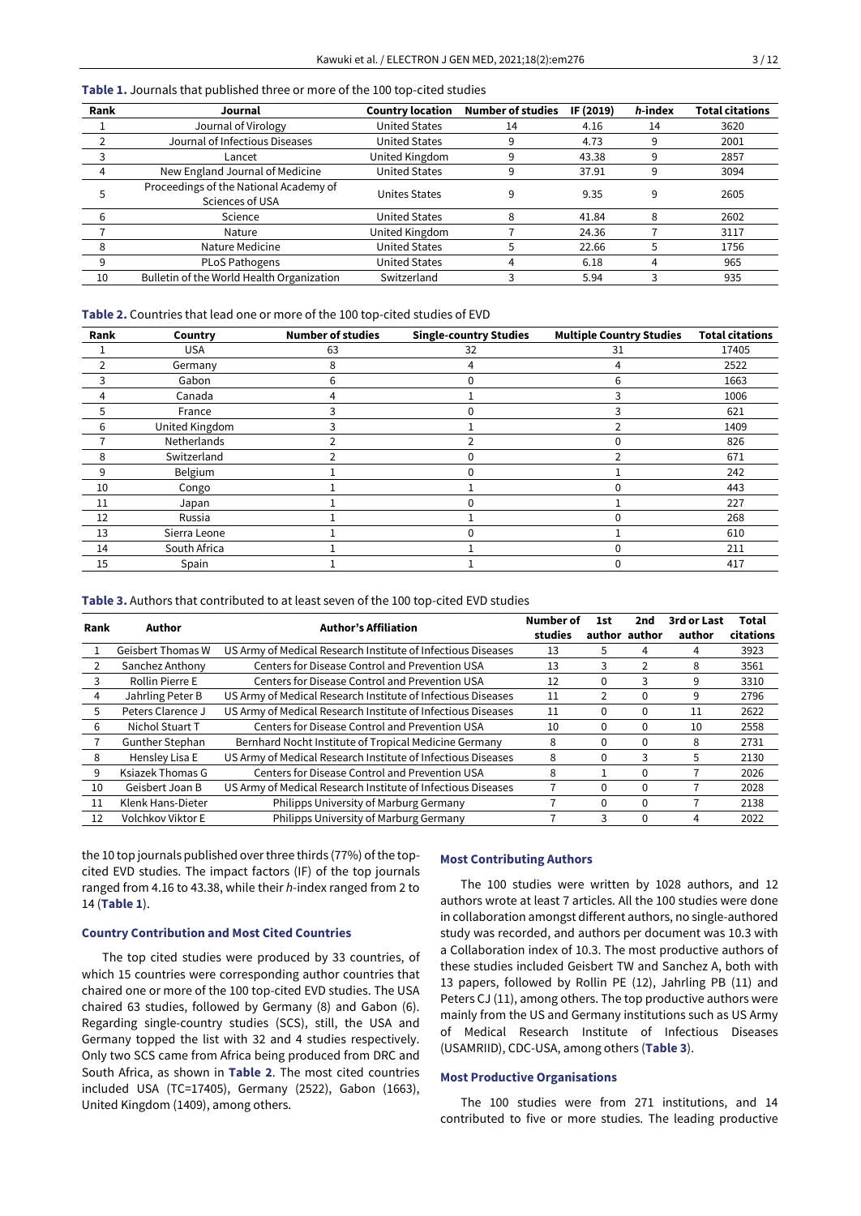**Table 1.** Journals that published three or more of the 100 top-cited studies

| Rank | Journal | Country location | Number of studies | IF (2019) | *h*-index | Total citations |
|---|---|---|---|---|---|---|
| 1 | Journal of Virology | United States | 14 | 4.16 | 14 | 3620 |
| 2 | Journal of Infectious Diseases | United States | 9 | 4.73 | 9 | 2001 |
| 3 | Lancet | United Kingdom | 9 | 43.38 | 9 | 2857 |
| 4 | New England Journal of Medicine | United States | 9 | 37.91 | 9 | 3094 |
| 5 | Proceedings of the National Academy of Sciences of USA | Unites States | 9 | 9.35 | 9 | 2605 |
| 6 | Science | United States | 8 | 41.84 | 8 | 2602 |
| 7 | Nature | United Kingdom | 7 | 24.36 | 7 | 3117 |
| 8 | Nature Medicine | United States | 5 | 22.66 | 5 | 1756 |
| 9 | PLoS Pathogens | United States | 4 | 6.18 | 4 | 965 |
| 10 | Bulletin of the World Health Organization | Switzerland | 3 | 5.94 | 3 | 935 |

**Table 2.** Countries that lead one or more of the 100 top-cited studies of EVD

| Rank | Country | Number of studies | Single-country Studies | Multiple Country Studies | Total citations |
|---|---|---|---|---|---|
| 1 | USA | 63 | 32 | 31 | 17405 |
| 2 | Germany | 8 | 4 | 4 | 2522 |
| 3 | Gabon | 6 | 0 | 6 | 1663 |
| 4 | Canada | 4 | 1 | 3 | 1006 |
| 5 | France | 3 | 0 | 3 | 621 |
| 6 | United Kingdom | 3 | 1 | 2 | 1409 |
| 7 | Netherlands | 2 | 2 | 0 | 826 |
| 8 | Switzerland | 2 | 0 | 2 | 671 |
| 9 | Belgium | 1 | 0 | 1 | 242 |
| 10 | Congo | 1 | 1 | 0 | 443 |
| 11 | Japan | 1 | 0 | 1 | 227 |
| 12 | Russia | 1 | 1 | 0 | 268 |
| 13 | Sierra Leone | 1 | 0 | 1 | 610 |
| 14 | South Africa | 1 | 1 | 0 | 211 |
| 15 | Spain | 1 | 1 | 0 | 417 |

**Table 3.** Authors that contributed to at least seven of the 100 top-cited EVD studies

| Rank | Author | Author's Affiliation | Number of studies | 1st author | 2nd author | 3rd or Last author | Total citations |
|---|---|---|---|---|---|---|---|
| 1 | Geisbert Thomas W | US Army of Medical Research Institute of Infectious Diseases | 13 | 5 | 4 | 4 | 3923 |
| 2 | Sanchez Anthony | Centers for Disease Control and Prevention USA | 13 | 3 | 2 | 8 | 3561 |
| 3 | Rollin Pierre E | Centers for Disease Control and Prevention USA | 12 | 0 | 3 | 9 | 3310 |
| 4 | Jahrling Peter B | US Army of Medical Research Institute of Infectious Diseases | 11 | 2 | 0 | 9 | 2796 |
| 5 | Peters Clarence J | US Army of Medical Research Institute of Infectious Diseases | 11 | 0 | 0 | 11 | 2622 |
| 6 | Nichol Stuart T | Centers for Disease Control and Prevention USA | 10 | 0 | 0 | 10 | 2558 |
| 7 | Gunther Stephan | Bernhard Nocht Institute of Tropical Medicine Germany | 8 | 0 | 0 | 8 | 2731 |
| 8 | Hensley Lisa E | US Army of Medical Research Institute of Infectious Diseases | 8 | 0 | 3 | 5 | 2130 |
| 9 | Ksiazek Thomas G | Centers for Disease Control and Prevention USA | 8 | 1 | 0 | 7 | 2026 |
| 10 | Geisbert Joan B | US Army of Medical Research Institute of Infectious Diseases | 7 | 0 | 0 | 7 | 2028 |
| 11 | Klenk Hans-Dieter | Philipps University of Marburg Germany | 7 | 0 | 0 | 7 | 2138 |
| 12 | Volchkov Viktor E | Philipps University of Marburg Germany | 7 | 3 | 0 | 4 | 2022 |

the 10 top journals published over three thirds (77%) of the top-cited EVD studies. The impact factors (IF) of the top journals ranged from 4.16 to 43.38, while their *h*-index ranged from 2 to 14 (**Table 1**).

### Country Contribution and Most Cited Countries

The top cited studies were produced by 33 countries, of which 15 countries were corresponding author countries that chaired one or more of the 100 top-cited EVD studies. The USA chaired 63 studies, followed by Germany (8) and Gabon (6). Regarding single-country studies (SCS), still, the USA and Germany topped the list with 32 and 4 studies respectively. Only two SCS came from Africa being produced from DRC and South Africa, as shown in **Table 2**. The most cited countries included USA (TC=17405), Germany (2522), Gabon (1663), United Kingdom (1409), among others.

### Most Contributing Authors

The 100 studies were written by 1028 authors, and 12 authors wrote at least 7 articles. All the 100 studies were done in collaboration amongst different authors, no single-authored study was recorded, and authors per document was 10.3 with a Collaboration index of 10.3. The most productive authors of these studies included Geisbert TW and Sanchez A, both with 13 papers, followed by Rollin PE (12), Jahrling PB (11) and Peters CJ (11), among others. The top productive authors were mainly from the US and Germany institutions such as US Army of Medical Research Institute of Infectious Diseases (USAMRIID), CDC-USA, among others (**Table 3**).

### Most Productive Organisations

The 100 studies were from 271 institutions, and 14 contributed to five or more studies. The leading productive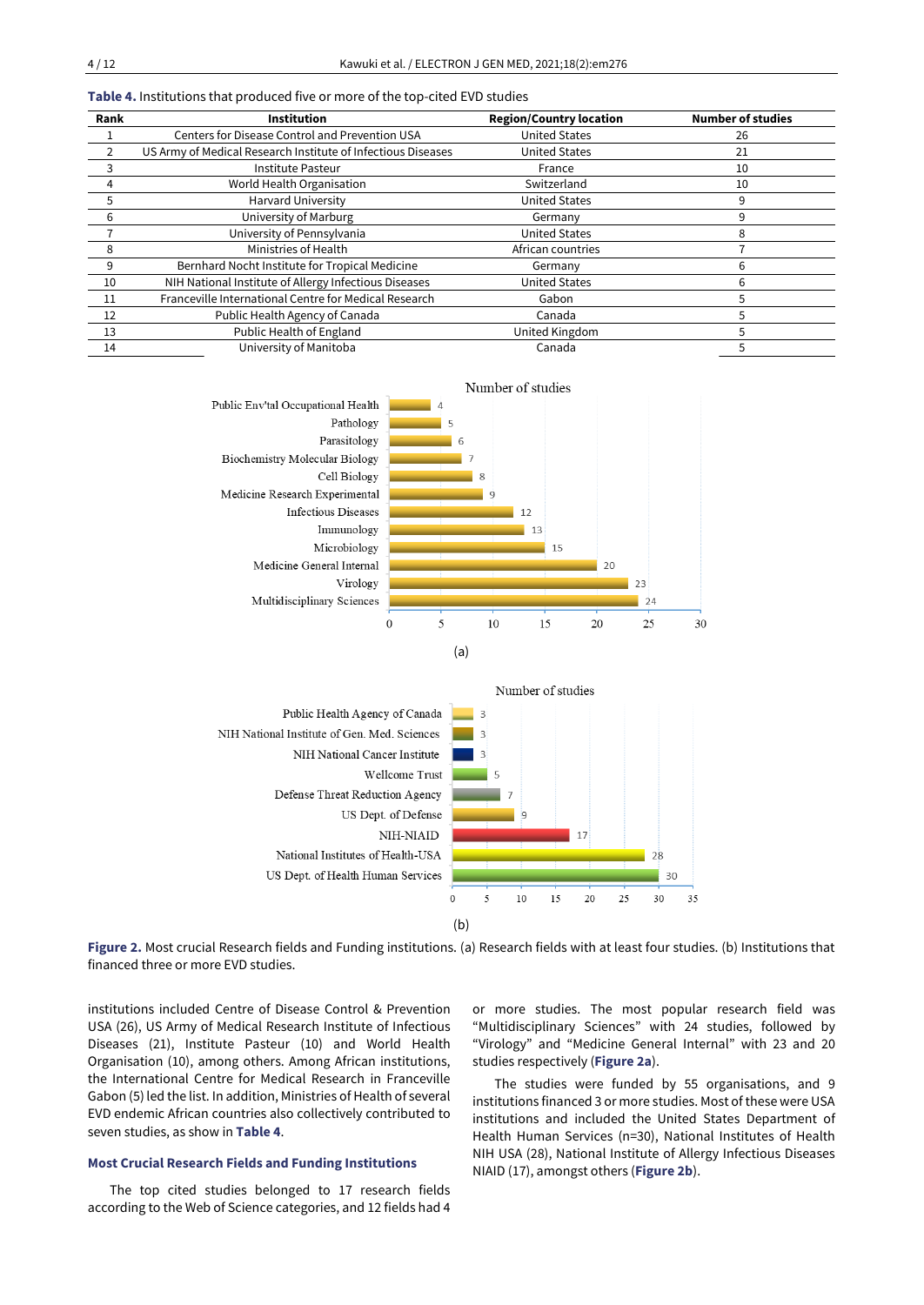**Table 4.** Institutions that produced five or more of the top-cited EVD studies

| Rank | Institution | Region/Country location | Number of studies |
|---|---|---|---|
| 1 | Centers for Disease Control and Prevention USA | United States | 26 |
| 2 | US Army of Medical Research Institute of Infectious Diseases | United States | 21 |
| 3 | Institute Pasteur | France | 10 |
| 4 | World Health Organisation | Switzerland | 10 |
| 5 | Harvard University | United States | 9 |
| 6 | University of Marburg | Germany | 9 |
| 7 | University of Pennsylvania | United States | 8 |
| 8 | Ministries of Health | African countries | 7 |
| 9 | Bernhard Nocht Institute for Tropical Medicine | Germany | 6 |
| 10 | NIH National Institute of Allergy Infectious Diseases | United States | 6 |
| 11 | Franceville International Centre for Medical Research | Gabon | 5 |
| 12 | Public Health Agency of Canada | Canada | 5 |
| 13 | Public Health of England | United Kingdom | 5 |
| 14 | University of Manitoba | Canada | 5 |

**Figure 2.** Most crucial Research fields and Funding institutions. (a) Research fields with at least four studies. (b) Institutions that financed three or more EVD studies.

institutions included Centre of Disease Control & Prevention USA (26), US Army of Medical Research Institute of Infectious Diseases (21), Institute Pasteur (10) and World Health Organisation (10), among others. Among African institutions, the International Centre for Medical Research in Franceville Gabon (5) led the list. In addition, Ministries of Health of several EVD endemic African countries also collectively contributed to seven studies, as show in **Table 4**.

### Most Crucial Research Fields and Funding Institutions

The top cited studies belonged to 17 research fields according to the Web of Science categories, and 12 fields had 4 or more studies. The most popular research field was "Multidisciplinary Sciences" with 24 studies, followed by "Virology" and "Medicine General Internal" with 23 and 20 studies respectively (**Figure 2a**).

The studies were funded by 55 organisations, and 9 institutions financed 3 or more studies. Most of these were USA institutions and included the United States Department of Health Human Services (n=30), National Institutes of Health NIH USA (28), National Institute of Allergy Infectious Diseases NIAID (17), amongst others (**Figure 2b**).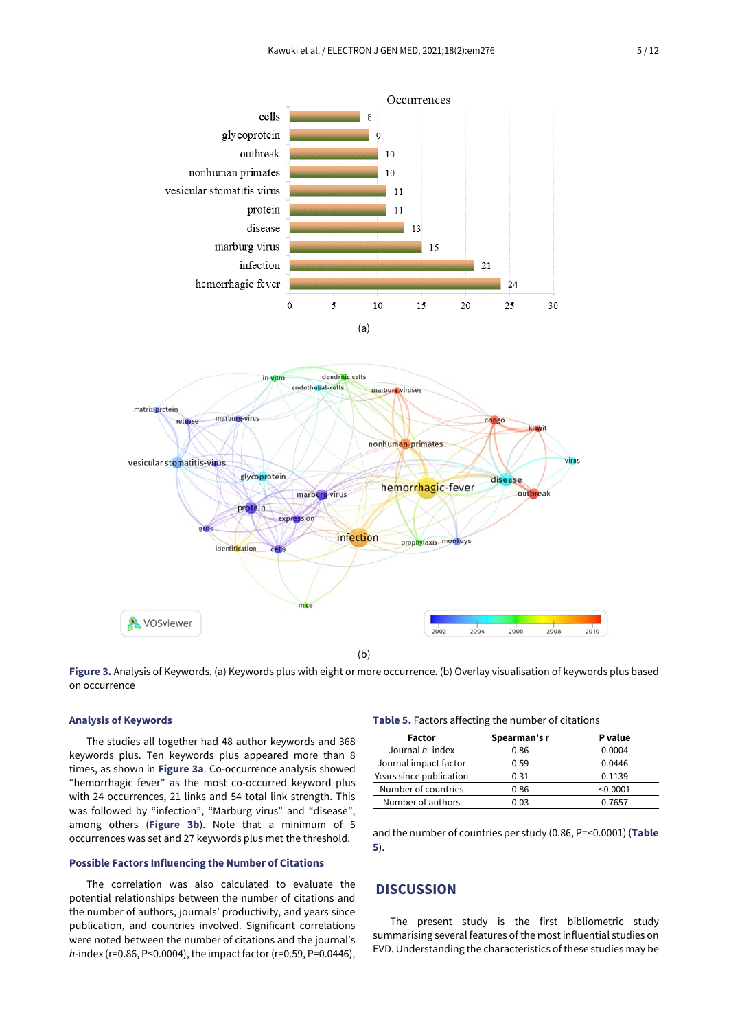Figure 3. Analysis of Keywords. (a) Keywords plus with eight or more occurrence. (b) Overlay visualisation of keywords plus based on occurrence

### Analysis of Keywords

The studies all together had 48 author keywords and 368 keywords plus. Ten keywords plus appeared more than 8 times, as shown in **Figure 3a**. Co-occurrence analysis showed “hemorrhagic fever” as the most co-occurred keyword plus with 24 occurrences, 21 links and 54 total link strength. This was followed by “infection”, “Marburg virus” and “disease”, among others (**Figure 3b**). Note that a minimum of 5 occurrences was set and 27 keywords plus met the threshold.

### Possible Factors Influencing the Number of Citations

The correlation was also calculated to evaluate the potential relationships between the number of citations and the number of authors, journals’ productivity, and years since publication, and countries involved. Significant correlations were noted between the number of citations and the journal’s *h*-index (r=0.86, P<0.0004), the impact factor (r=0.59, P=0.0446), and the number of countries per study (0.86, P=<0.0001) (**Table 5**).

**Table 5.** Factors affecting the number of citations

| Factor | Spearman’s r | P value |
|---|---|---|
| Journal *h*- index | 0.86 | 0.0004 |
| Journal impact factor | 0.59 | 0.0446 |
| Years since publication | 0.31 | 0.1139 |
| Number of countries | 0.86 | <0.0001 |
| Number of authors | 0.03 | 0.7657 |

## DISCUSSION

The present study is the first bibliometric study summarising several features of the most influential studies on EVD. Understanding the characteristics of these studies may be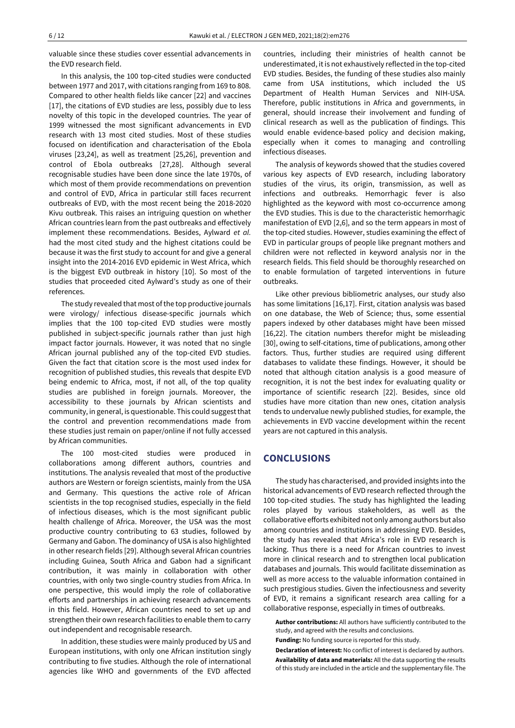valuable since these studies cover essential advancements in the EVD research field.

In this analysis, the 100 top-cited studies were conducted between 1977 and 2017, with citations ranging from 169 to 808. Compared to other health fields like cancer [22] and vaccines [17], the citations of EVD studies are less, possibly due to less novelty of this topic in the developed countries. The year of 1999 witnessed the most significant advancements in EVD research with 13 most cited studies. Most of these studies focused on identification and characterisation of the Ebola viruses [23,24], as well as treatment [25,26], prevention and control of Ebola outbreaks [27,28]. Although several recognisable studies have been done since the late 1970s, of which most of them provide recommendations on prevention and control of EVD, Africa in particular still faces recurrent outbreaks of EVD, with the most recent being the 2018-2020 Kivu outbreak. This raises an intriguing question on whether African countries learn from the past outbreaks and effectively implement these recommendations. Besides, Aylward *et al.* had the most cited study and the highest citations could be because it was the first study to account for and give a general insight into the 2014-2016 EVD epidemic in West Africa, which is the biggest EVD outbreak in history [10]. So most of the studies that proceeded cited Aylward's study as one of their references.

The study revealed that most of the top productive journals were virology/ infectious disease-specific journals which implies that the 100 top-cited EVD studies were mostly published in subject-specific journals rather than just high impact factor journals. However, it was noted that no single African journal published any of the top-cited EVD studies. Given the fact that citation score is the most used index for recognition of published studies, this reveals that despite EVD being endemic to Africa, most, if not all, of the top quality studies are published in foreign journals. Moreover, the accessibility to these journals by African scientists and community, in general, is questionable. This could suggest that the control and prevention recommendations made from these studies just remain on paper/online if not fully accessed by African communities.

The 100 most-cited studies were produced in collaborations among different authors, countries and institutions. The analysis revealed that most of the productive authors are Western or foreign scientists, mainly from the USA and Germany. This questions the active role of African scientists in the top recognised studies, especially in the field of infectious diseases, which is the most significant public health challenge of Africa. Moreover, the USA was the most productive country contributing to 63 studies, followed by Germany and Gabon. The dominancy of USA is also highlighted in other research fields [29]. Although several African countries including Guinea, South Africa and Gabon had a significant contribution, it was mainly in collaboration with other countries, with only two single-country studies from Africa. In one perspective, this would imply the role of collaborative efforts and partnerships in achieving research advancements in this field. However, African countries need to set up and strengthen their own research facilities to enable them to carry out independent and recognisable research.

In addition, these studies were mainly produced by US and European institutions, with only one African institution singly contributing to five studies. Although the role of international agencies like WHO and governments of the EVD affected countries, including their ministries of health cannot be underestimated, it is not exhaustively reflected in the top-cited EVD studies. Besides, the funding of these studies also mainly came from USA institutions, which included the US Department of Health Human Services and NIH-USA. Therefore, public institutions in Africa and governments, in general, should increase their involvement and funding of clinical research as well as the publication of findings. This would enable evidence-based policy and decision making, especially when it comes to managing and controlling infectious diseases.

The analysis of keywords showed that the studies covered various key aspects of EVD research, including laboratory studies of the virus, its origin, transmission, as well as infections and outbreaks. Hemorrhagic fever is also highlighted as the keyword with most co-occurrence among the EVD studies. This is due to the characteristic hemorrhagic manifestation of EVD [2,6], and so the term appears in most of the top-cited studies. However, studies examining the effect of EVD in particular groups of people like pregnant mothers and children were not reflected in keyword analysis nor in the research fields. This field should be thoroughly researched on to enable formulation of targeted interventions in future outbreaks.

Like other previous bibliometric analyses, our study also has some limitations [16,17]. First, citation analysis was based on one database, the Web of Science; thus, some essential papers indexed by other databases might have been missed [16,22]. The citation numbers therefor might be misleading [30], owing to self-citations, time of publications, among other factors. Thus, further studies are required using different databases to validate these findings. However, it should be noted that although citation analysis is a good measure of recognition, it is not the best index for evaluating quality or importance of scientific research [22]. Besides, since old studies have more citation than new ones, citation analysis tends to undervalue newly published studies, for example, the achievements in EVD vaccine development within the recent years are not captured in this analysis.

## CONCLUSIONS

The study has characterised, and provided insights into the historical advancements of EVD research reflected through the 100 top-cited studies. The study has highlighted the leading roles played by various stakeholders, as well as the collaborative efforts exhibited not only among authors but also among countries and institutions in addressing EVD. Besides, the study has revealed that Africa's role in EVD research is lacking. Thus there is a need for African countries to invest more in clinical research and to strengthen local publication databases and journals. This would facilitate dissemination as well as more access to the valuable information contained in such prestigious studies. Given the infectiousness and severity of EVD, it remains a significant research area calling for a collaborative response, especially in times of outbreaks.

**Author contributions:** All authors have sufficiently contributed to the study, and agreed with the results and conclusions.

**Funding:** No funding source is reported for this study.

**Declaration of interest:** No conflict of interest is declared by authors.

**Availability of data and materials:** All the data supporting the results of this study are included in the article and the supplementary file. The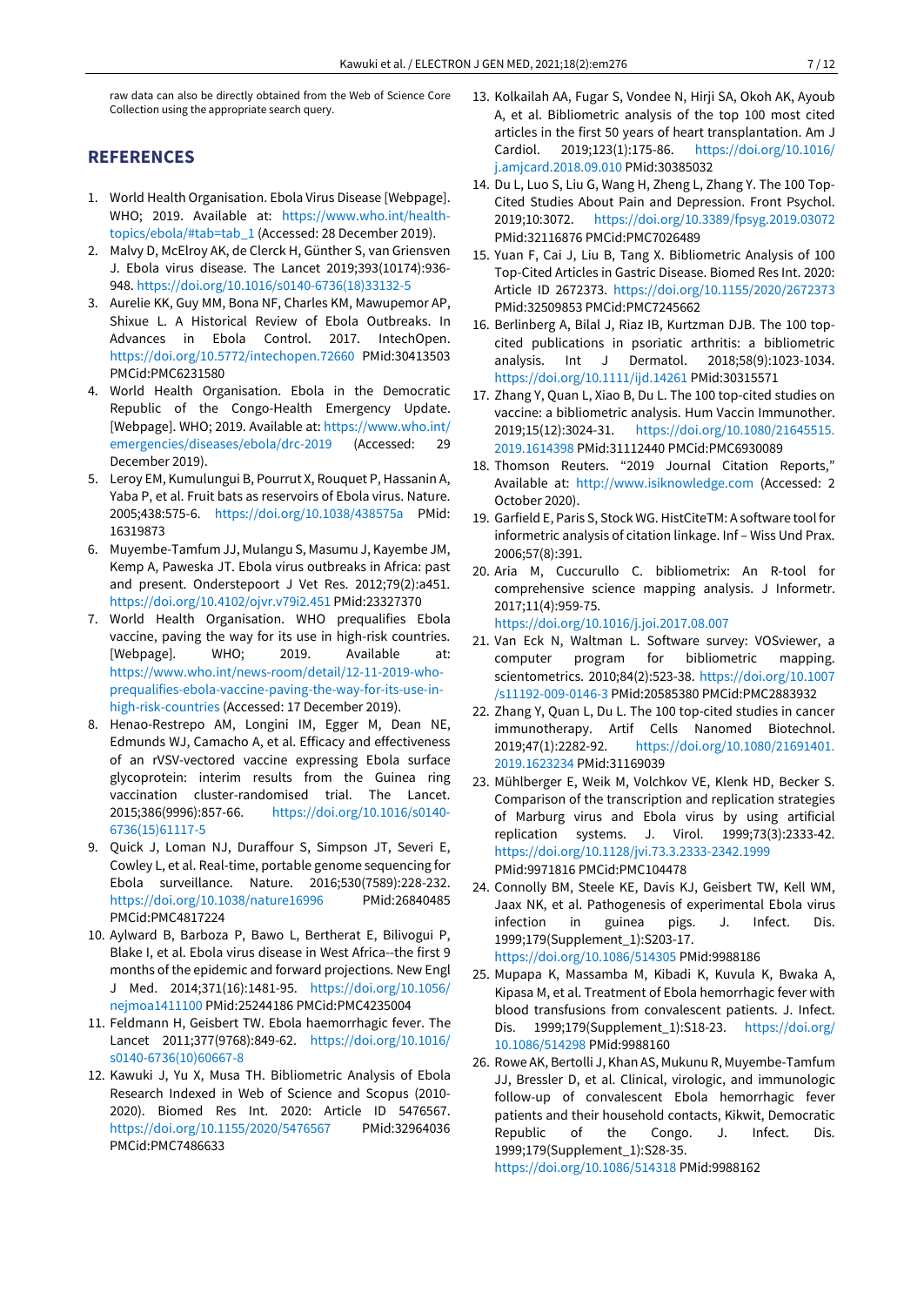raw data can also be directly obtained from the Web of Science Core Collection using the appropriate search query.

## REFERENCES

1. World Health Organisation. Ebola Virus Disease [Webpage]. WHO; 2019. Available at: https://www.who.int/health-topics/ebola/#tab=tab_1 (Accessed: 28 December 2019).
2. Malvy D, McElroy AK, de Clerck H, Günther S, van Griensven J. Ebola virus disease. The Lancet 2019;393(10174):936-948. https://doi.org/10.1016/s0140-6736(18)33132-5
3. Aurelie KK, Guy MM, Bona NF, Charles KM, Mawupemor AP, Shixue L. A Historical Review of Ebola Outbreaks. In Advances in Ebola Control. 2017. IntechOpen. https://doi.org/10.5772/intechopen.72660 PMid:30413503 PMCid:PMC6231580
4. World Health Organisation. Ebola in the Democratic Republic of the Congo-Health Emergency Update. [Webpage]. WHO; 2019. Available at: https://www.who.int/emergencies/diseases/ebola/drc-2019 (Accessed: 29 December 2019).
5. Leroy EM, Kumulungui B, Pourrut X, Rouquet P, Hassanin A, Yaba P, et al. Fruit bats as reservoirs of Ebola virus. Nature. 2005;438:575-6. https://doi.org/10.1038/438575a PMid:16319873
6. Muyembe-Tamfum JJ, Mulangu S, Masumu J, Kayembe JM, Kemp A, Paweska JT. Ebola virus outbreaks in Africa: past and present. Onderstepoort J Vet Res. 2012;79(2):a451. https://doi.org/10.4102/ojvr.v79i2.451 PMid:23327370
7. World Health Organisation. WHO prequalifies Ebola vaccine, paving the way for its use in high-risk countries. [Webpage]. WHO; 2019. Available at: https://www.who.int/news-room/detail/12-11-2019-who-prequalifies-ebola-vaccine-paving-the-way-for-its-use-in-high-risk-countries (Accessed: 17 December 2019).
8. Henao-Restrepo AM, Longini IM, Egger M, Dean NE, Edmunds WJ, Camacho A, et al. Efficacy and effectiveness of an rVSV-vectored vaccine expressing Ebola surface glycoprotein: interim results from the Guinea ring vaccination cluster-randomised trial. The Lancet. 2015;386(9996):857-66. https://doi.org/10.1016/s0140-6736(15)61117-5
9. Quick J, Loman NJ, Duraffour S, Simpson JT, Severi E, Cowley L, et al. Real-time, portable genome sequencing for Ebola surveillance. Nature. 2016;530(7589):228-232. https://doi.org/10.1038/nature16996 PMid:26840485 PMCid:PMC4817224
10. Aylward B, Barboza P, Bawo L, Bertherat E, Bilivogui P, Blake I, et al. Ebola virus disease in West Africa--the first 9 months of the epidemic and forward projections. New Engl J Med. 2014;371(16):1481-95. https://doi.org/10.1056/nejmoa1411100 PMid:25244186 PMCid:PMC4235004
11. Feldmann H, Geisbert TW. Ebola haemorrhagic fever. The Lancet 2011;377(9768):849-62. https://doi.org/10.1016/s0140-6736(10)60667-8
12. Kawuki J, Yu X, Musa TH. Bibliometric Analysis of Ebola Research Indexed in Web of Science and Scopus (2010-2020). Biomed Res Int. 2020: Article ID 5476567. https://doi.org/10.1155/2020/5476567 PMid:32964036 PMCid:PMC7486633
13. Kolkailah AA, Fugar S, Vondee N, Hirji SA, Okoh AK, Ayoub A, et al. Bibliometric analysis of the top 100 most cited articles in the first 50 years of heart transplantation. Am J Cardiol. 2019;123(1):175-86. https://doi.org/10.1016/j.amjcard.2018.09.010 PMid:30385032
14. Du L, Luo S, Liu G, Wang H, Zheng L, Zhang Y. The 100 Top-Cited Studies About Pain and Depression. Front Psychol. 2019;10:3072. https://doi.org/10.3389/fpsyg.2019.03072 PMid:32116876 PMCid:PMC7026489
15. Yuan F, Cai J, Liu B, Tang X. Bibliometric Analysis of 100 Top-Cited Articles in Gastric Disease. Biomed Res Int. 2020: Article ID 2672373. https://doi.org/10.1155/2020/2672373 PMid:32509853 PMCid:PMC7245662
16. Berlinberg A, Bilal J, Riaz IB, Kurtzman DJB. The 100 top-cited publications in psoriatic arthritis: a bibliometric analysis. Int J Dermatol. 2018;58(9):1023-1034. https://doi.org/10.1111/ijd.14261 PMid:30315571
17. Zhang Y, Quan L, Xiao B, Du L. The 100 top-cited studies on vaccine: a bibliometric analysis. Hum Vaccin Immunother. 2019;15(12):3024-31. https://doi.org/10.1080/21645515.2019.1614398 PMid:31112440 PMCid:PMC6930089
18. Thomson Reuters. “2019 Journal Citation Reports,” Available at: http://www.isiknowledge.com (Accessed: 2 October 2020).
19. Garfield E, Paris S, Stock WG. HistCiteTM: A software tool for informetric analysis of citation linkage. Inf – Wiss Und Prax. 2006;57(8):391.
20. Aria M, Cuccurullo C. bibliometrix: An R-tool for comprehensive science mapping analysis. J Informetr. 2017;11(4):959-75. https://doi.org/10.1016/j.joi.2017.08.007
21. Van Eck N, Waltman L. Software survey: VOSviewer, a computer program for bibliometric mapping. scientometrics. 2010;84(2):523-38. https://doi.org/10.1007/s11192-009-0146-3 PMid:20585380 PMCid:PMC2883932
22. Zhang Y, Quan L, Du L. The 100 top-cited studies in cancer immunotherapy. Artif Cells Nanomed Biotechnol. 2019;47(1):2282-92. https://doi.org/10.1080/21691401.2019.1623234 PMid:31169039
23. Mühlberger E, Weik M, Volchkov VE, Klenk HD, Becker S. Comparison of the transcription and replication strategies of Marburg virus and Ebola virus by using artificial replication systems. J. Virol. 1999;73(3):2333-42. https://doi.org/10.1128/jvi.73.3.2333-2342.1999 PMid:9971816 PMCid:PMC104478
24. Connolly BM, Steele KE, Davis KJ, Geisbert TW, Kell WM, Jaax NK, et al. Pathogenesis of experimental Ebola virus infection in guinea pigs. J. Infect. Dis. 1999;179(Supplement_1):S203-17. https://doi.org/10.1086/514305 PMid:9988186
25. Mupapa K, Massamba M, Kibadi K, Kuvula K, Bwaka A, Kipasa M, et al. Treatment of Ebola hemorrhagic fever with blood transfusions from convalescent patients. J. Infect. Dis. 1999;179(Supplement_1):S18-23. https://doi.org/10.1086/514298 PMid:9988160
26. Rowe AK, Bertolli J, Khan AS, Mukunu R, Muyembe-Tamfum JJ, Bressler D, et al. Clinical, virologic, and immunologic follow-up of convalescent Ebola hemorrhagic fever patients and their household contacts, Kikwit, Democratic Republic of the Congo. J. Infect. Dis. 1999;179(Supplement_1):S28-35. https://doi.org/10.1086/514318 PMid:9988162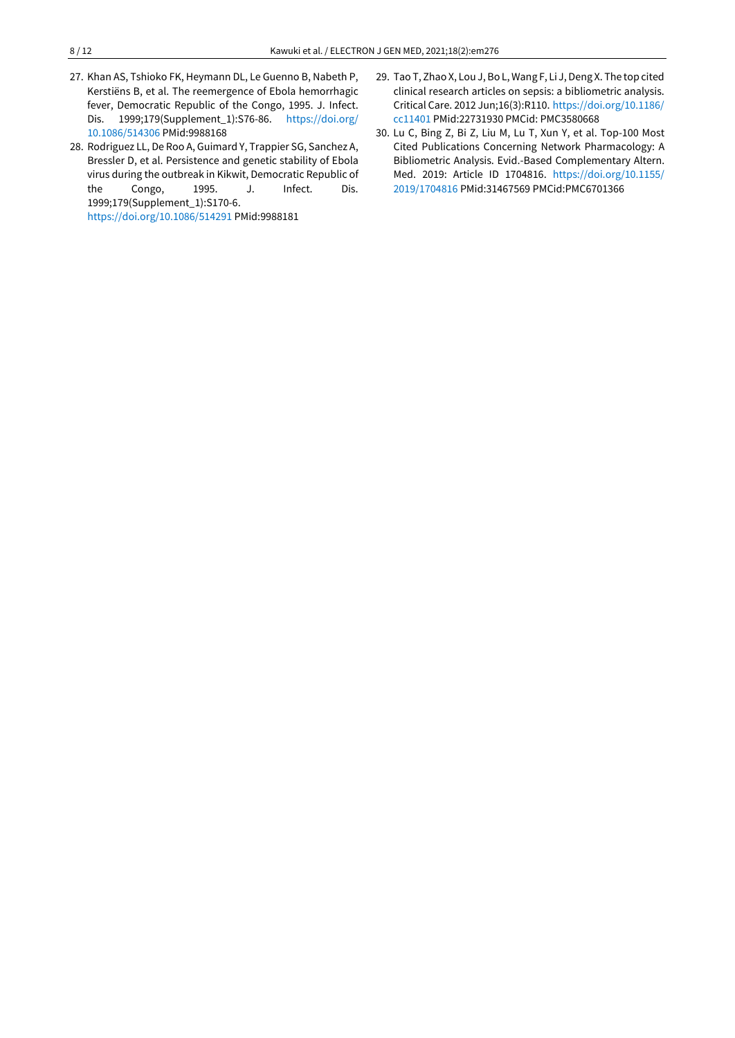27. Khan AS, Tshioko FK, Heymann DL, Le Guenno B, Nabeth P, Kerstiëns B, et al. The reemergence of Ebola hemorrhagic fever, Democratic Republic of the Congo, 1995. J. Infect. Dis. 1999;179(Supplement_1):S76-86. https://doi.org/10.1086/514306 PMid:9988168
28. Rodriguez LL, De Roo A, Guimard Y, Trappier SG, Sanchez A, Bressler D, et al. Persistence and genetic stability of Ebola virus during the outbreak in Kikwit, Democratic Republic of the Congo, 1995. J. Infect. Dis. 1999;179(Supplement_1):S170-6. https://doi.org/10.1086/514291 PMid:9988181
29. Tao T, Zhao X, Lou J, Bo L, Wang F, Li J, Deng X. The top cited clinical research articles on sepsis: a bibliometric analysis. Critical Care. 2012 Jun;16(3):R110. https://doi.org/10.1186/cc11401 PMid:22731930 PMCid: PMC3580668
30. Lu C, Bing Z, Bi Z, Liu M, Lu T, Xun Y, et al. Top-100 Most Cited Publications Concerning Network Pharmacology: A Bibliometric Analysis. Evid.-Based Complementary Altern. Med. 2019: Article ID 1704816. https://doi.org/10.1155/2019/1704816 PMid:31467569 PMCid:PMC6701366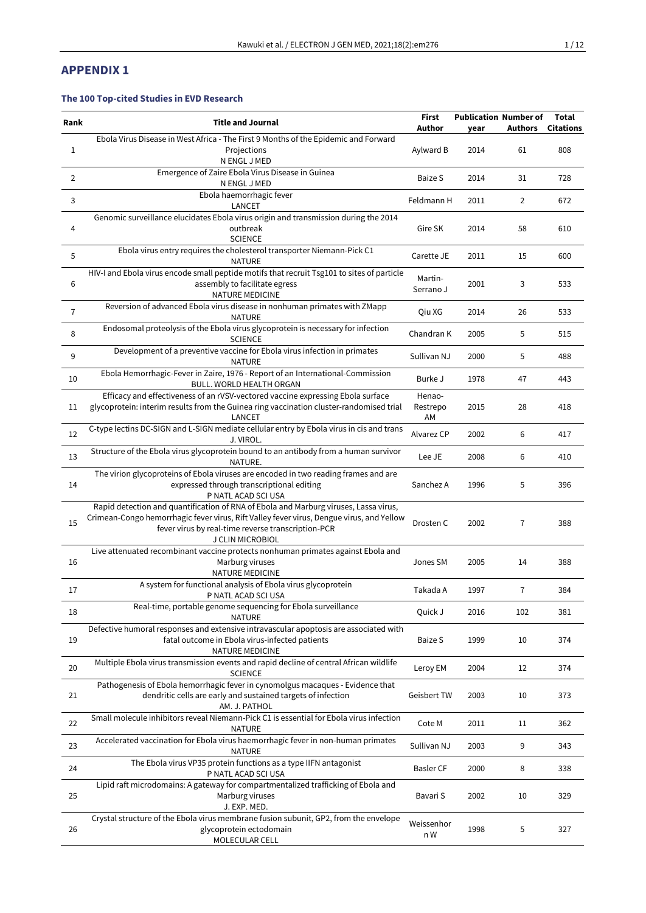## APPENDIX 1

### The 100 Top-cited Studies in EVD Research

| Rank | Title and Journal | First Author | Publication year | Number of Authors | Total Citations |
|---|---|---|---|---|---|
| 1 | Ebola Virus Disease in West Africa - The First 9 Months of the Epidemic and Forward Projections N ENGL J MED | Aylward B | 2014 | 61 | 808 |
| 2 | Emergence of Zaire Ebola Virus Disease in Guinea N ENGL J MED | Baize S | 2014 | 31 | 728 |
| 3 | Ebola haemorrhagic fever LANCET | Feldmann H | 2011 | 2 | 672 |
| 4 | Genomic surveillance elucidates Ebola virus origin and transmission during the 2014 outbreak SCIENCE | Gire SK | 2014 | 58 | 610 |
| 5 | Ebola virus entry requires the cholesterol transporter Niemann-Pick C1 NATURE | Carette JE | 2011 | 15 | 600 |
| 6 | HIV-I and Ebola virus encode small peptide motifs that recruit Tsg101 to sites of particle assembly to facilitate egress NATURE MEDICINE | Martin-Serrano J | 2001 | 3 | 533 |
| 7 | Reversion of advanced Ebola virus disease in nonhuman primates with ZMapp NATURE | Qiu XG | 2014 | 26 | 533 |
| 8 | Endosomal proteolysis of the Ebola virus glycoprotein is necessary for infection SCIENCE | Chandran K | 2005 | 5 | 515 |
| 9 | Development of a preventive vaccine for Ebola virus infection in primates NATURE | Sullivan NJ | 2000 | 5 | 488 |
| 10 | Ebola Hemorrhagic-Fever in Zaire, 1976 - Report of an International-Commission BULL. WORLD HEALTH ORGAN | Burke J | 1978 | 47 | 443 |
| 11 | Efficacy and effectiveness of an rVSV-vectored vaccine expressing Ebola surface glycoprotein: interim results from the Guinea ring vaccination cluster-randomised trial LANCET | Henao-Restrepo AM | 2015 | 28 | 418 |
| 12 | C-type lectins DC-SIGN and L-SIGN mediate cellular entry by Ebola virus in cis and trans J. VIROL. | Alvarez CP | 2002 | 6 | 417 |
| 13 | Structure of the Ebola virus glycoprotein bound to an antibody from a human survivor NATURE. | Lee JE | 2008 | 6 | 410 |
| 14 | The virion glycoproteins of Ebola viruses are encoded in two reading frames and are expressed through transcriptional editing P NATL ACAD SCI USA | Sanchez A | 1996 | 5 | 396 |
| 15 | Rapid detection and quantification of RNA of Ebola and Marburg viruses, Lassa virus, Crimean-Congo hemorrhagic fever virus, Rift Valley fever virus, Dengue virus, and Yellow fever virus by real-time reverse transcription-PCR J CLIN MICROBIOL | Drosten C | 2002 | 7 | 388 |
| 16 | Live attenuated recombinant vaccine protects nonhuman primates against Ebola and Marburg viruses NATURE MEDICINE | Jones SM | 2005 | 14 | 388 |
| 17 | A system for functional analysis of Ebola virus glycoprotein P NATL ACAD SCI USA | Takada A | 1997 | 7 | 384 |
| 18 | Real-time, portable genome sequencing for Ebola surveillance NATURE | Quick J | 2016 | 102 | 381 |
| 19 | Defective humoral responses and extensive intravascular apoptosis are associated with fatal outcome in Ebola virus-infected patients NATURE MEDICINE | Baize S | 1999 | 10 | 374 |
| 20 | Multiple Ebola virus transmission events and rapid decline of central African wildlife SCIENCE | Leroy EM | 2004 | 12 | 374 |
| 21 | Pathogenesis of Ebola hemorrhagic fever in cynomolgus macaques - Evidence that dendritic cells are early and sustained targets of infection AM. J. PATHOL | Geisbert TW | 2003 | 10 | 373 |
| 22 | Small molecule inhibitors reveal Niemann-Pick C1 is essential for Ebola virus infection NATURE | Cote M | 2011 | 11 | 362 |
| 23 | Accelerated vaccination for Ebola virus haemorrhagic fever in non-human primates NATURE | Sullivan NJ | 2003 | 9 | 343 |
| 24 | The Ebola virus VP35 protein functions as a type IIFN antagonist P NATL ACAD SCI USA | Basler CF | 2000 | 8 | 338 |
| 25 | Lipid raft microdomains: A gateway for compartmentalized trafficking of Ebola and Marburg viruses J. EXP. MED. | Bavari S | 2002 | 10 | 329 |
| 26 | Crystal structure of the Ebola virus membrane fusion subunit, GP2, from the envelope glycoprotein ectodomain MOLECULAR CELL | Weissenhorn W | 1998 | 5 | 327 |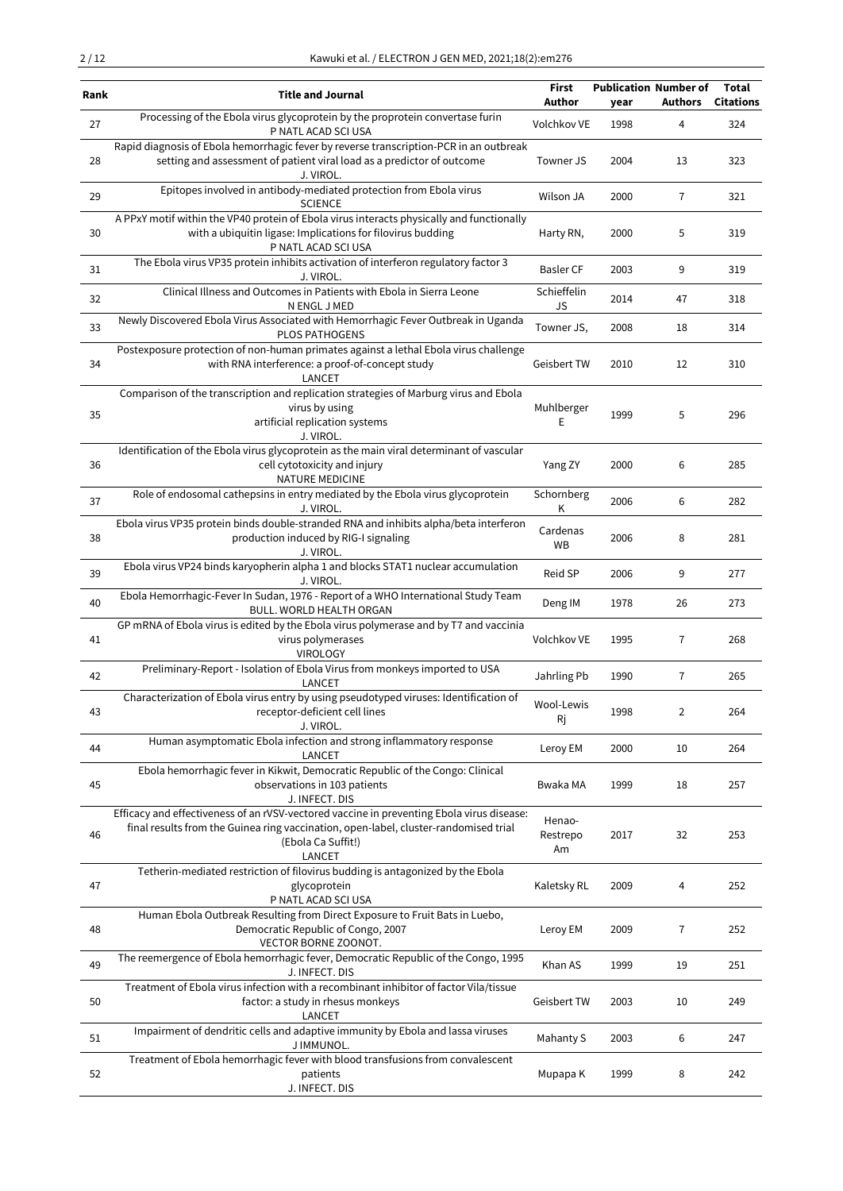| Rank | Title and Journal | First Author | Publication year | Number of Authors | Total Citations |
|---|---|---|---|---|---|
| 27 | Processing of the Ebola virus glycoprotein by the proprotein convertase furin P NATL ACAD SCI USA | Volchkov VE | 1998 | 4 | 324 |
| 28 | Rapid diagnosis of Ebola hemorrhagic fever by reverse transcription-PCR in an outbreak setting and assessment of patient viral load as a predictor of outcome J. VIROL. | Towner JS | 2004 | 13 | 323 |
| 29 | Epitopes involved in antibody-mediated protection from Ebola virus SCIENCE | Wilson JA | 2000 | 7 | 321 |
| 30 | A PPxY motif within the VP40 protein of Ebola virus interacts physically and functionally with a ubiquitin ligase: Implications for filovirus budding P NATL ACAD SCI USA | Harty RN, | 2000 | 5 | 319 |
| 31 | The Ebola virus VP35 protein inhibits activation of interferon regulatory factor 3 J. VIROL. | Basler CF | 2003 | 9 | 319 |
| 32 | Clinical Illness and Outcomes in Patients with Ebola in Sierra Leone N ENGL J MED | Schieffelin JS | 2014 | 47 | 318 |
| 33 | Newly Discovered Ebola Virus Associated with Hemorrhagic Fever Outbreak in Uganda PLOS PATHOGENS | Towner JS, | 2008 | 18 | 314 |
| 34 | Postexposure protection of non-human primates against a lethal Ebola virus challenge with RNA interference: a proof-of-concept study LANCET | Geisbert TW | 2010 | 12 | 310 |
| 35 | Comparison of the transcription and replication strategies of Marburg virus and Ebola virus by using artificial replication systems J. VIROL. | Muhlberger E | 1999 | 5 | 296 |
| 36 | Identification of the Ebola virus glycoprotein as the main viral determinant of vascular cell cytotoxicity and injury NATURE MEDICINE | Yang ZY | 2000 | 6 | 285 |
| 37 | Role of endosomal cathepsins in entry mediated by the Ebola virus glycoprotein J. VIROL. | Schornberg K | 2006 | 6 | 282 |
| 38 | Ebola virus VP35 protein binds double-stranded RNA and inhibits alpha/beta interferon production induced by RIG-I signaling J. VIROL. | Cardenas WB | 2006 | 8 | 281 |
| 39 | Ebola virus VP24 binds karyopherin alpha 1 and blocks STAT1 nuclear accumulation J. VIROL. | Reid SP | 2006 | 9 | 277 |
| 40 | Ebola Hemorrhagic-Fever In Sudan, 1976 - Report of a WHO International Study Team BULL. WORLD HEALTH ORGAN | Deng IM | 1978 | 26 | 273 |
| 41 | GP mRNA of Ebola virus is edited by the Ebola virus polymerase and by T7 and vaccinia virus polymerases VIROLOGY | Volchkov VE | 1995 | 7 | 268 |
| 42 | Preliminary-Report - Isolation of Ebola Virus from monkeys imported to USA LANCET | Jahrling Pb | 1990 | 7 | 265 |
| 43 | Characterization of Ebola virus entry by using pseudotyped viruses: Identification of receptor-deficient cell lines J. VIROL. | Wool-Lewis Rj | 1998 | 2 | 264 |
| 44 | Human asymptomatic Ebola infection and strong inflammatory response LANCET | Leroy EM | 2000 | 10 | 264 |
| 45 | Ebola hemorrhagic fever in Kikwit, Democratic Republic of the Congo: Clinical observations in 103 patients J. INFECT. DIS | Bwaka MA | 1999 | 18 | 257 |
| 46 | Efficacy and effectiveness of an rVSV-vectored vaccine in preventing Ebola virus disease: final results from the Guinea ring vaccination, open-label, cluster-randomised trial (Ebola Ca Suffit!) LANCET | Henao-Restrepo Am | 2017 | 32 | 253 |
| 47 | Tetherin-mediated restriction of filovirus budding is antagonized by the Ebola glycoprotein P NATL ACAD SCI USA | Kaletsky RL | 2009 | 4 | 252 |
| 48 | Human Ebola Outbreak Resulting from Direct Exposure to Fruit Bats in Luebo, Democratic Republic of Congo, 2007 VECTOR BORNE ZOONOT. | Leroy EM | 2009 | 7 | 252 |
| 49 | The reemergence of Ebola hemorrhagic fever, Democratic Republic of the Congo, 1995 J. INFECT. DIS | Khan AS | 1999 | 19 | 251 |
| 50 | Treatment of Ebola virus infection with a recombinant inhibitor of factor VIIa/tissue factor: a study in rhesus monkeys LANCET | Geisbert TW | 2003 | 10 | 249 |
| 51 | Impairment of dendritic cells and adaptive immunity by Ebola and lassa viruses J IMMUNOL. | Mahanty S | 2003 | 6 | 247 |
| 52 | Treatment of Ebola hemorrhagic fever with blood transfusions from convalescent patients J. INFECT. DIS | Mupapa K | 1999 | 8 | 242 |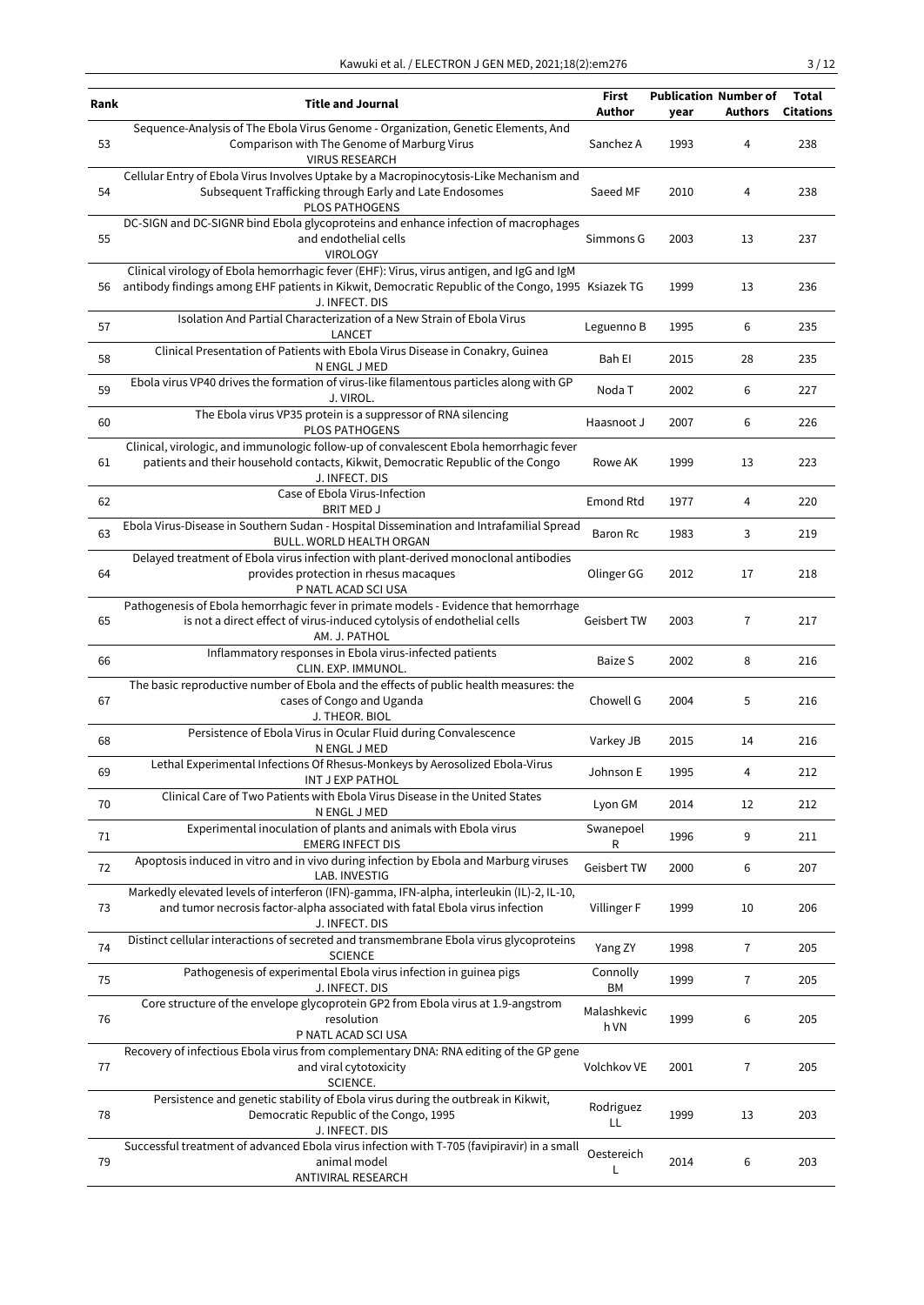| Rank | Title and Journal | First Author | Publication year | Number of Authors | Total Citations |
|---|---|---|---|---|---|
| 53 | Sequence-Analysis of The Ebola Virus Genome - Organization, Genetic Elements, And Comparison with The Genome of Marburg Virus<br>VIRUS RESEARCH | Sanchez A | 1993 | 4 | 238 |
| 54 | Cellular Entry of Ebola Virus Involves Uptake by a Macropinocytosis-Like Mechanism and Subsequent Trafficking through Early and Late Endosomes<br>PLOS PATHOGENS | Saeed MF | 2010 | 4 | 238 |
| 55 | DC-SIGN and DC-SIGNR bind Ebola glycoproteins and enhance infection of macrophages and endothelial cells<br>VIROLOGY | Simmons G | 2003 | 13 | 237 |
| 56 | Clinical virology of Ebola hemorrhagic fever (EHF): Virus, virus antigen, and IgG and IgM antibody findings among EHF patients in Kikwit, Democratic Republic of the Congo, 1995<br>J. INFECT. DIS | Ksiazek TG | 1999 | 13 | 236 |
| 57 | Isolation And Partial Characterization of a New Strain of Ebola Virus<br>LANCET | Leguenno B | 1995 | 6 | 235 |
| 58 | Clinical Presentation of Patients with Ebola Virus Disease in Conakry, Guinea<br>N ENGL J MED | Bah EI | 2015 | 28 | 235 |
| 59 | Ebola virus VP40 drives the formation of virus-like filamentous particles along with GP<br>J. VIROL. | Noda T | 2002 | 6 | 227 |
| 60 | The Ebola virus VP35 protein is a suppressor of RNA silencing<br>PLOS PATHOGENS | Haasnoot J | 2007 | 6 | 226 |
| 61 | Clinical, virologic, and immunologic follow-up of convalescent Ebola hemorrhagic fever patients and their household contacts, Kikwit, Democratic Republic of the Congo<br>J. INFECT. DIS | Rowe AK | 1999 | 13 | 223 |
| 62 | Case of Ebola Virus-Infection<br>BRIT MED J | Emond Rtd | 1977 | 4 | 220 |
| 63 | Ebola Virus-Disease in Southern Sudan - Hospital Dissemination and Intrafamilial Spread<br>BULL. WORLD HEALTH ORGAN | Baron Rc | 1983 | 3 | 219 |
| 64 | Delayed treatment of Ebola virus infection with plant-derived monoclonal antibodies provides protection in rhesus macaques<br>P NATL ACAD SCI USA | Olinger GG | 2012 | 17 | 218 |
| 65 | Pathogenesis of Ebola hemorrhagic fever in primate models - Evidence that hemorrhage is not a direct effect of virus-induced cytolysis of endothelial cells<br>AM. J. PATHOL | Geisbert TW | 2003 | 7 | 217 |
| 66 | Inflammatory responses in Ebola virus-infected patients<br>CLIN. EXP. IMMUNOL. | Baize S | 2002 | 8 | 216 |
| 67 | The basic reproductive number of Ebola and the effects of public health measures: the cases of Congo and Uganda<br>J. THEOR. BIOL | Chowell G | 2004 | 5 | 216 |
| 68 | Persistence of Ebola Virus in Ocular Fluid during Convalescence<br>N ENGL J MED | Varkey JB | 2015 | 14 | 216 |
| 69 | Lethal Experimental Infections Of Rhesus-Monkeys by Aerosolized Ebola-Virus<br>INT J EXP PATHOL | Johnson E | 1995 | 4 | 212 |
| 70 | Clinical Care of Two Patients with Ebola Virus Disease in the United States<br>N ENGL J MED | Lyon GM | 2014 | 12 | 212 |
| 71 | Experimental inoculation of plants and animals with Ebola virus<br>EMERG INFECT DIS | Swanepoel R | 1996 | 9 | 211 |
| 72 | Apoptosis induced in vitro and in vivo during infection by Ebola and Marburg viruses<br>LAB. INVESTIG | Geisbert TW | 2000 | 6 | 207 |
| 73 | Markedly elevated levels of interferon (IFN)-gamma, IFN-alpha, interleukin (IL)-2, IL-10, and tumor necrosis factor-alpha associated with fatal Ebola virus infection<br>J. INFECT. DIS | Villinger F | 1999 | 10 | 206 |
| 74 | Distinct cellular interactions of secreted and transmembrane Ebola virus glycoproteins<br>SCIENCE | Yang ZY | 1998 | 7 | 205 |
| 75 | Pathogenesis of experimental Ebola virus infection in guinea pigs<br>J. INFECT. DIS | Connolly BM | 1999 | 7 | 205 |
| 76 | Core structure of the envelope glycoprotein GP2 from Ebola virus at 1.9-angstrom resolution<br>P NATL ACAD SCI USA | Malashkevich VN | 1999 | 6 | 205 |
| 77 | Recovery of infectious Ebola virus from complementary DNA: RNA editing of the GP gene and viral cytotoxicity<br>SCIENCE. | Volchkov VE | 2001 | 7 | 205 |
| 78 | Persistence and genetic stability of Ebola virus during the outbreak in Kikwit, Democratic Republic of the Congo, 1995<br>J. INFECT. DIS | Rodriguez LL | 1999 | 13 | 203 |
| 79 | Successful treatment of advanced Ebola virus infection with T-705 (favipiravir) in a small animal model<br>ANTIVIRAL RESEARCH | Oestereich L | 2014 | 6 | 203 |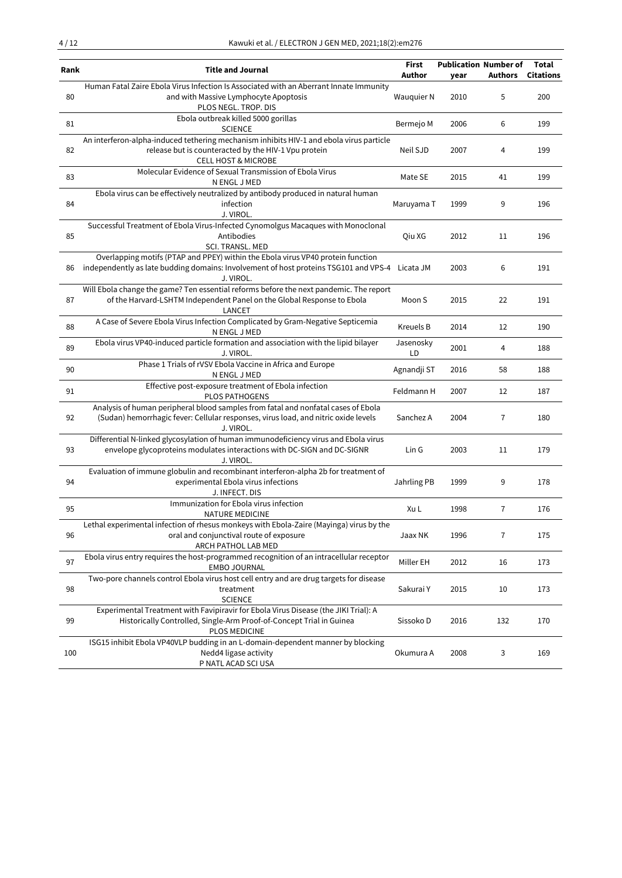| Rank | Title and Journal | First Author | Publication year | Number of Authors | Total Citations |
|---|---|---|---|---|---|
| 80 | Human Fatal Zaire Ebola Virus Infection Is Associated with an Aberrant Innate Immunity and with Massive Lymphocyte Apoptosis PLOS NEGL. TROP. DIS | Wauquier N | 2010 | 5 | 200 |
| 81 | Ebola outbreak killed 5000 gorillas SCIENCE | Bermejo M | 2006 | 6 | 199 |
| 82 | An interferon-alpha-induced tethering mechanism inhibits HIV-1 and ebola virus particle release but is counteracted by the HIV-1 Vpu protein CELL HOST & MICROBE | Neil SJD | 2007 | 4 | 199 |
| 83 | Molecular Evidence of Sexual Transmission of Ebola Virus N ENGL J MED | Mate SE | 2015 | 41 | 199 |
| 84 | Ebola virus can be effectively neutralized by antibody produced in natural human infection J. VIROL. | Maruyama T | 1999 | 9 | 196 |
| 85 | Successful Treatment of Ebola Virus-Infected Cynomolgus Macaques with Monoclonal Antibodies SCI. TRANSL. MED | Qiu XG | 2012 | 11 | 196 |
| 86 | Overlapping motifs (PTAP and PPEY) within the Ebola virus VP40 protein function independently as late budding domains: Involvement of host proteins TSG101 and VPS-4 J. VIROL. | Licata JM | 2003 | 6 | 191 |
| 87 | Will Ebola change the game? Ten essential reforms before the next pandemic. The report of the Harvard-LSHTM Independent Panel on the Global Response to Ebola LANCET | Moon S | 2015 | 22 | 191 |
| 88 | A Case of Severe Ebola Virus Infection Complicated by Gram-Negative Septicemia N ENGL J MED | Kreuels B | 2014 | 12 | 190 |
| 89 | Ebola virus VP40-induced particle formation and association with the lipid bilayer J. VIROL. | Jasenosky LD | 2001 | 4 | 188 |
| 90 | Phase 1 Trials of rVSV Ebola Vaccine in Africa and Europe N ENGL J MED | Agnandji ST | 2016 | 58 | 188 |
| 91 | Effective post-exposure treatment of Ebola infection PLOS PATHOGENS | Feldmann H | 2007 | 12 | 187 |
| 92 | Analysis of human peripheral blood samples from fatal and nonfatal cases of Ebola (Sudan) hemorrhagic fever: Cellular responses, virus load, and nitric oxide levels J. VIROL. | Sanchez A | 2004 | 7 | 180 |
| 93 | Differential N-linked glycosylation of human immunodeficiency virus and Ebola virus envelope glycoproteins modulates interactions with DC-SIGN and DC-SIGNR J. VIROL. | Lin G | 2003 | 11 | 179 |
| 94 | Evaluation of immune globulin and recombinant interferon-alpha 2b for treatment of experimental Ebola virus infections J. INFECT. DIS | Jahrling PB | 1999 | 9 | 178 |
| 95 | Immunization for Ebola virus infection NATURE MEDICINE | Xu L | 1998 | 7 | 176 |
| 96 | Lethal experimental infection of rhesus monkeys with Ebola-Zaire (Mayinga) virus by the oral and conjunctival route of exposure ARCH PATHOL LAB MED | Jaax NK | 1996 | 7 | 175 |
| 97 | Ebola virus entry requires the host-programmed recognition of an intracellular receptor EMBO JOURNAL | Miller EH | 2012 | 16 | 173 |
| 98 | Two-pore channels control Ebola virus host cell entry and are drug targets for disease treatment SCIENCE | Sakurai Y | 2015 | 10 | 173 |
| 99 | Experimental Treatment with Favipiravir for Ebola Virus Disease (the JIKI Trial): A Historically Controlled, Single-Arm Proof-of-Concept Trial in Guinea PLOS MEDICINE | Sissoko D | 2016 | 132 | 170 |
| 100 | ISG15 inhibit Ebola VP40VLP budding in an L-domain-dependent manner by blocking Nedd4 ligase activity P NATL ACAD SCI USA | Okumura A | 2008 | 3 | 169 |